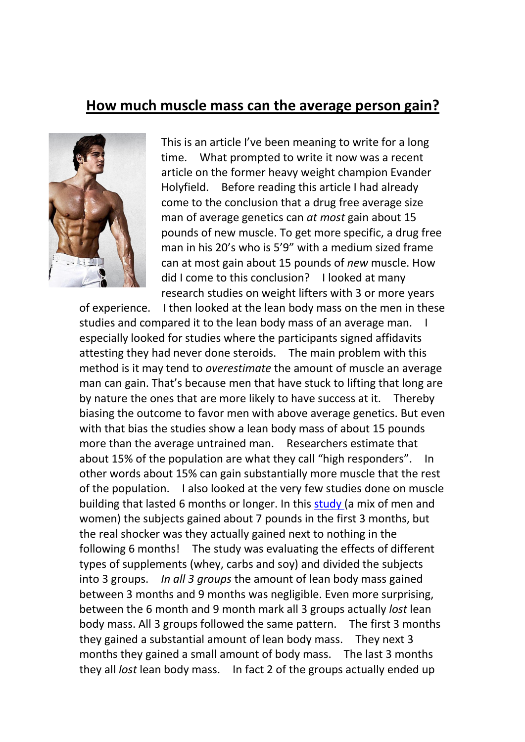## How much muscle mass can the average person gain?

This is an article I've been meaning to write for a long time. What prompted to write it now was a recent article on the former heavy weight champion Evander Holyfield. Before reading this article I had already come to the conclusion that a drug free average size man of average genetics can *at most* gain about 15 pounds of new muscle. To get more specific, a drug free man in his 20's who is 5'9" with a medium sized frame can at most gain about 15 pounds of *new* muscle. How did I come to this conclusion? I looked at many research studies on weight lifters with 3 or more years of experience. I then looked at the lean body mass on the men in these studies and compared it to the lean body mass of an average man. I especially looked for studies where the participants signed affidavits attesting they had never done steroids. The main problem with this method is it may tend to *overestimate* the amount of muscle an average man can gain. That's because men that have stuck to lifting that long are by nature the ones that are more likely to have success at it. Thereby biasing the outcome to favor men with above average genetics. But even with that bias the studies show a lean body mass of about 15 pounds more than the average untrained man. Researchers estimate that about 15% of the population are what they call "high responders". In other words about 15% can gain substantially more muscle that the rest of the population. I also looked at the very few studies done on muscle building that lasted 6 months or longer. In this study (a mix of men and women) the subjects gained about 7 pounds in the first 3 months, but the real shocker was they actually gained next to nothing in the following 6 months! The study was evaluating the effects of different types of supplements (whey, carbs and soy) and divided the subjects into 3 groups. *In all 3 groups* the amount of lean body mass gained between 3 months and 9 months was negligible. Even more surprising, between the 6 month and 9 month mark all 3 groups actually *lost* lean body mass. All 3 groups followed the same pattern. The first 3 months they gained a substantial amount of lean body mass. They next 3 months they gained a small amount of body mass. The last 3 months they all *lost* lean body mass. In fact 2 of the groups actually ended up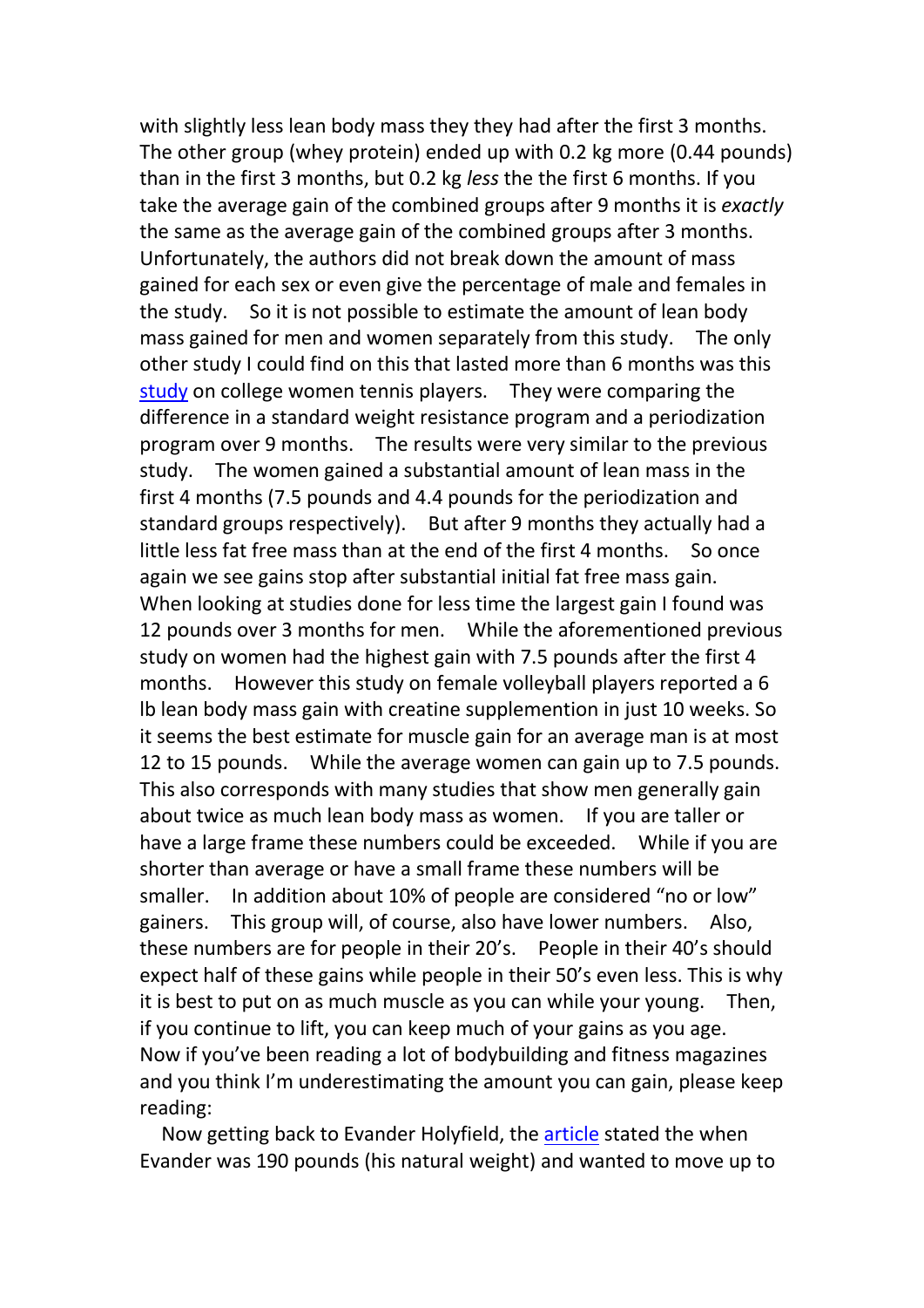with slightly less lean body mass they they had after the first 3 months. The other group (whey protein) ended up with 0.2 kg more (0.44 pounds) than in the first 3 months, but 0.2 kg *less* the the first 6 months. If you take the average gain of the combined groups after 9 months it is *exactly* the same as the average gain of the combined groups after 3 months. Unfortunately, the authors did not break down the amount of mass gained for each sex or even give the percentage of male and females in the study. So it is not possible to estimate the amount of lean body mass gained for men and women separately from this study. The only other study I could find on this that lasted more than 6 months was this [study](#) on college women tennis players. They were comparing the difference in a standard weight resistance program and a periodization program over 9 months. The results were very similar to the previous study. The women gained a substantial amount of lean mass in the first 4 months (7.5 pounds and 4.4 pounds for the periodization and standard groups respectively). But after 9 months they actually had a little less fat free mass than at the end of the first 4 months. So once again we see gains stop after substantial initial fat free mass gain. When looking at studies done for less time the largest gain I found was 12 pounds over 3 months for men. While the aforementioned previous study on women had the highest gain with 7.5 pounds after the first 4 months. However this study on female volleyball players reported a 6 lb lean body mass gain with creatine supplemention in just 10 weeks. So it seems the best estimate for muscle gain for an average man is at most 12 to 15 pounds. While the average women can gain up to 7.5 pounds. This also corresponds with many studies that show men generally gain about twice as much lean body mass as women. If you are taller or have a large frame these numbers could be exceeded. While if you are shorter than average or have a small frame these numbers will be smaller. In addition about 10% of people are considered "no or low" gainers. This group will, of course, also have lower numbers. Also, these numbers are for people in their 20's. People in their 40's should expect half of these gains while people in their 50's even less. This is why it is best to put on as much muscle as you can while your young. Then, if you continue to lift, you can keep much of your gains as you age. Now if you've been reading a lot of bodybuilding and fitness magazines and you think I'm underestimating the amount you can gain, please keep reading:

Now getting back to Evander Holyfield, the [article](#) stated the when Evander was 190 pounds (his natural weight) and wanted to move up to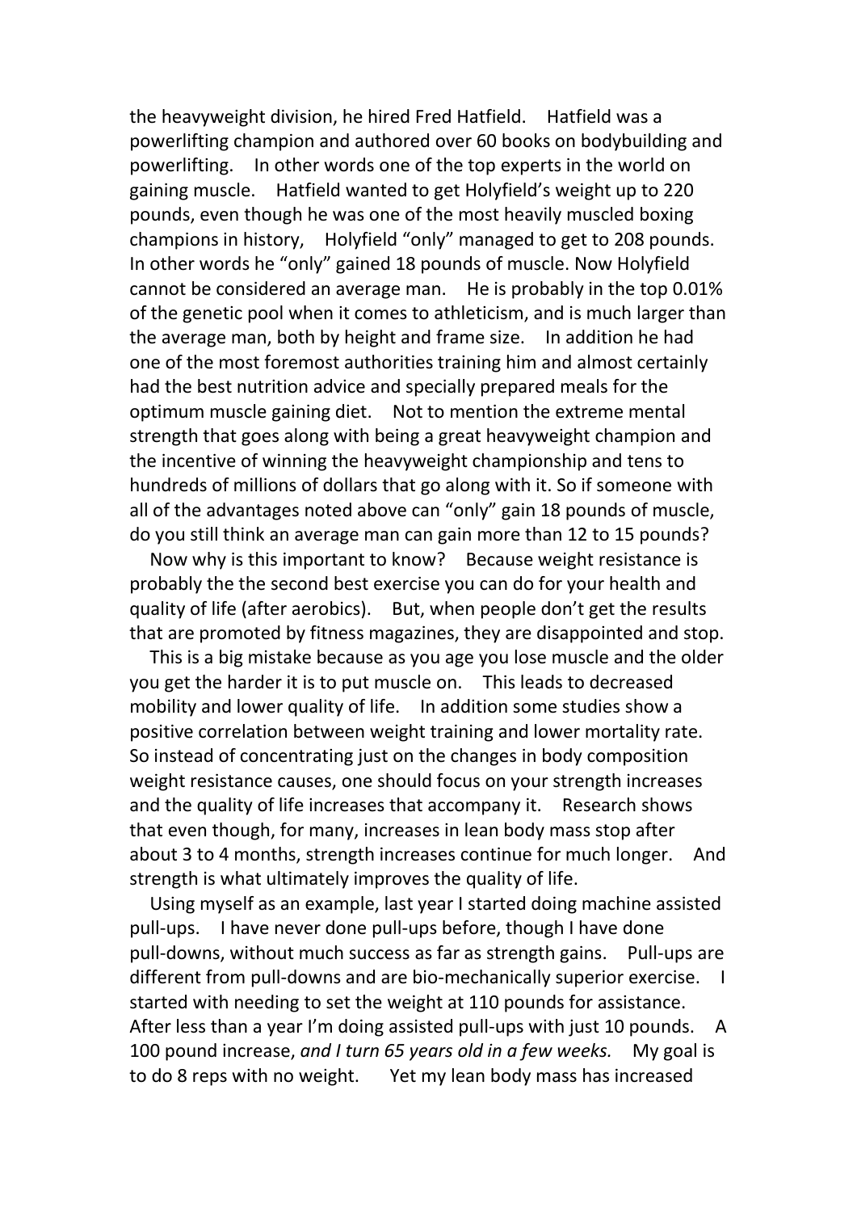the heavyweight division, he hired Fred Hatfield. Hatfield was a powerlifting champion and authored over 60 books on bodybuilding and powerlifting. In other words one of the top experts in the world on gaining muscle. Hatfield wanted to get Holyfield's weight up to 220 pounds, even though he was one of the most heavily muscled boxing champions in history, Holyfield "only" managed to get to 208 pounds. In other words he "only" gained 18 pounds of muscle. Now Holyfield cannot be considered an average man. He is probably in the top 0.01% of the genetic pool when it comes to athleticism, and is much larger than the average man, both by height and frame size. In addition he had one of the most foremost authorities training him and almost certainly had the best nutrition advice and specially prepared meals for the optimum muscle gaining diet. Not to mention the extreme mental strength that goes along with being a great heavyweight champion and the incentive of winning the heavyweight championship and tens to hundreds of millions of dollars that go along with it. So if someone with all of the advantages noted above can "only" gain 18 pounds of muscle, do you still think an average man can gain more than 12 to 15 pounds?

Now why is this important to know? Because weight resistance is probably the the second best exercise you can do for your health and quality of life (after aerobics). But, when people don't get the results that are promoted by fitness magazines, they are disappointed and stop.

This is a big mistake because as you age you lose muscle and the older you get the harder it is to put muscle on. This leads to decreased mobility and lower quality of life. In addition some studies show a positive correlation between weight training and lower mortality rate. So instead of concentrating just on the changes in body composition weight resistance causes, one should focus on your strength increases and the quality of life increases that accompany it. Research shows that even though, for many, increases in lean body mass stop after about 3 to 4 months, strength increases continue for much longer. And strength is what ultimately improves the quality of life.

Using myself as an example, last year I started doing machine assisted pull-ups. I have never done pull-ups before, though I have done pull-downs, without much success as far as strength gains. Pull-ups are different from pull-downs and are bio-mechanically superior exercise. I started with needing to set the weight at 110 pounds for assistance. After less than a year I'm doing assisted pull-ups with just 10 pounds. A 100 pound increase, *and I turn 65 years old in a few weeks.* My goal is to do 8 reps with no weight. Yet my lean body mass has increased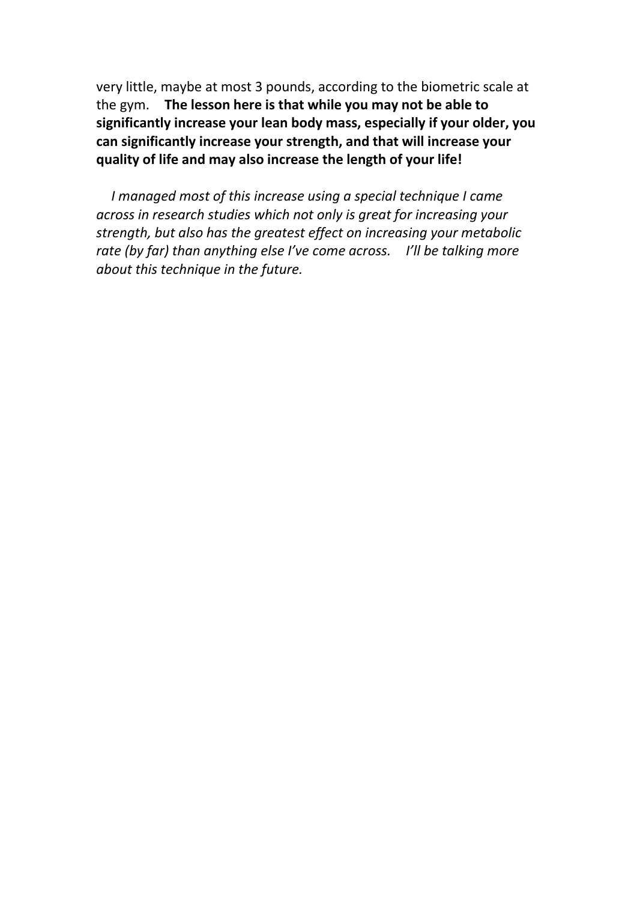very little, maybe at most 3 pounds, according to the biometric scale at the gym. **The lesson here is that while you may not be able to significantly increase your lean body mass, especially if your older, you can significantly increase your strength, and that will increase your quality of life and may also increase the length of your life!**

*I managed most of this increase using a special technique I came across in research studies which not only is great for increasing your strength, but also has the greatest effect on increasing your metabolic rate (by far) than anything else I've come across. I'll be talking more about this technique in the future.*